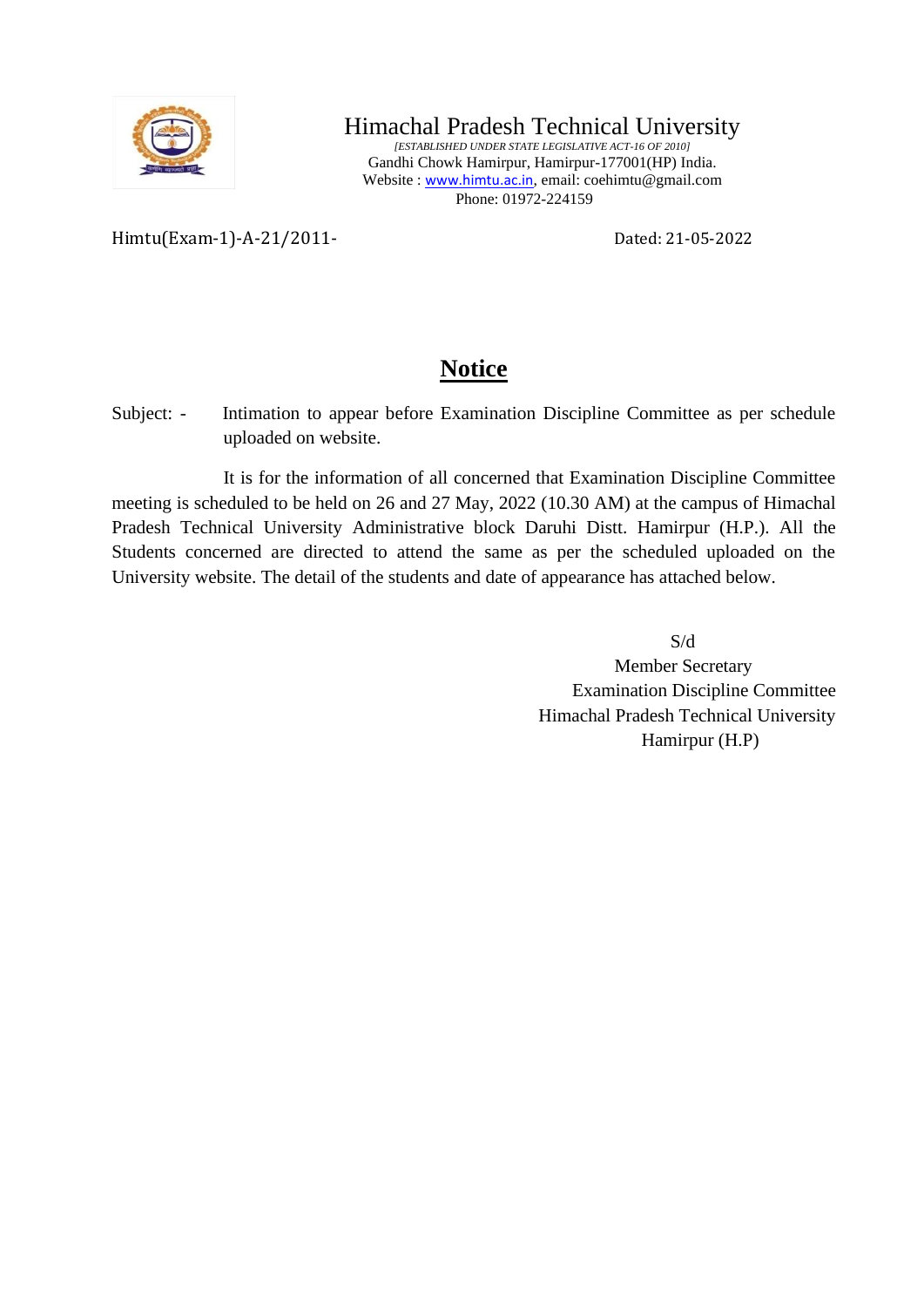# Himachal Pradesh Technical University

*[ESTABLISHED UNDER STATE LEGISLATIVE ACT-16 OF 2010]*

Gandhi Chowk Hamirpur, Hamirpur-177001(HP) India.

Website : www.himtu.ac.in, email: coehimtu@gmail.com

Phone: 01972-224159

Himtu(Exam-1)-A-21/2011- Dated: 21-05-2022

## Notice

Subject: - Intimation to appear before Examination Discipline Committee as per schedule uploaded on website.

It is for the information of all concerned that Examination Discipline Committee meeting is scheduled to be held on 26 and 27 May, 2022 (10.30 AM) at the campus of Himachal Pradesh Technical University Administrative block Daruhi Distt. Hamirpur (H.P.). All the Students concerned are directed to attend the same as per the scheduled uploaded on the University website. The detail of the students and date of appearance has attached below.

S/d

Member Secretary

Examination Discipline Committee

Himachal Pradesh Technical University

Hamirpur (H.P)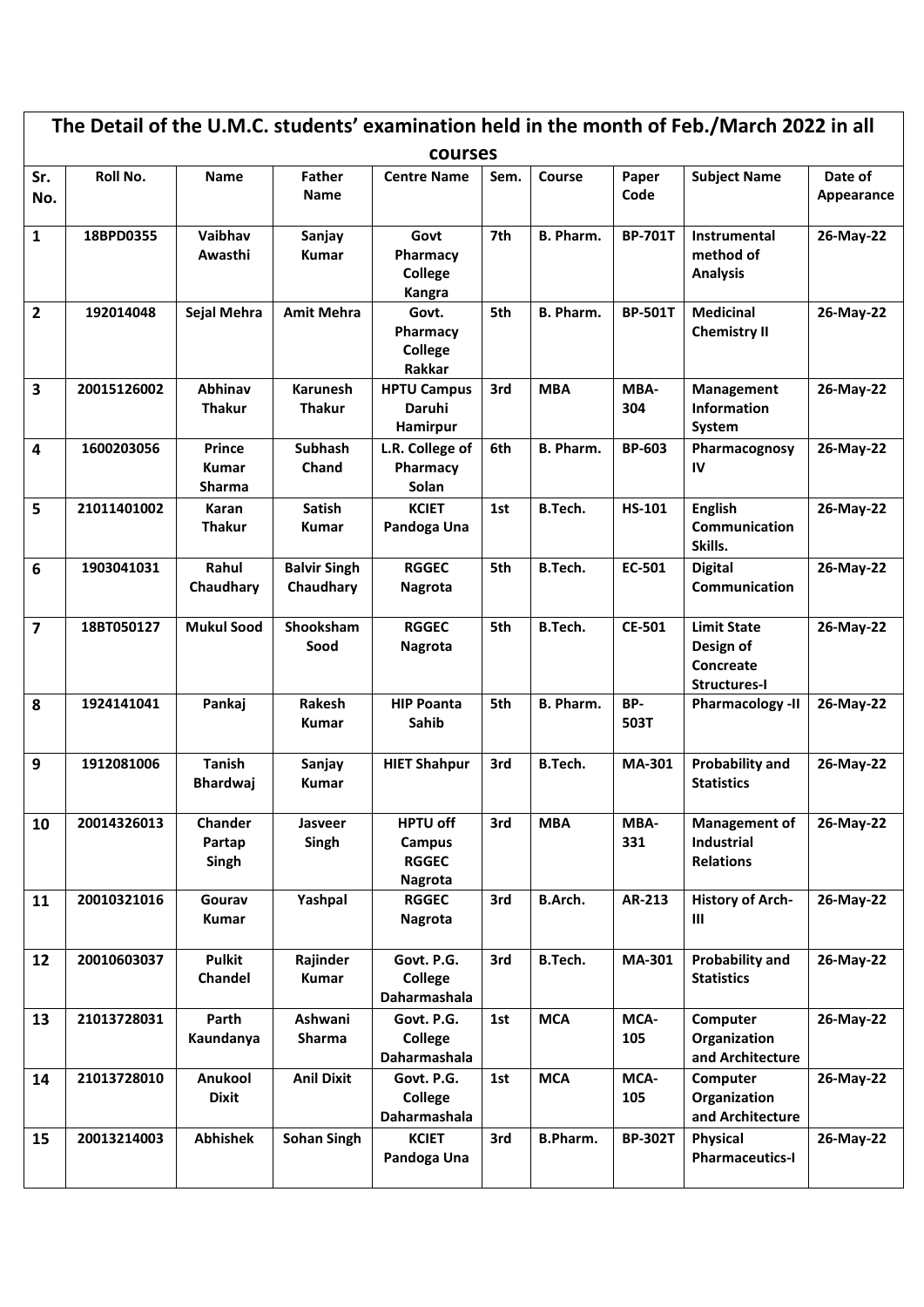| The Detail of the U.M.C. students' examination held in the month of Feb./March 2022 in all courses | | | | | | | | | |
|---|---|---|---|---|---|---|---|---|---|
| **Sr. No.** | **Roll No.** | **Name** | **Father Name** | **Centre Name** | **Sem.** | **Course** | **Paper Code** | **Subject Name** | **Date of Appearance** |
| **1** | **18BPD0355** | **Vaibhav Awasthi** | **Sanjay Kumar** | **Govt Pharmacy College Kangra** | **7th** | **B. Pharm.** | **BP-701T** | **Instrumental method of Analysis** | **26-May-22** |
| **2** | **192014048** | **Sejal Mehra** | **Amit Mehra** | **Govt. Pharmacy College Rakkar** | **5th** | **B. Pharm.** | **BP-501T** | **Medicinal Chemistry II** | **26-May-22** |
| **3** | **20015126002** | **Abhinav Thakur** | **Karunesh Thakur** | **HPTU Campus Daruhi Hamirpur** | **3rd** | **MBA** | **MBA-304** | **Management Information System** | **26-May-22** |
| **4** | **1600203056** | **Prince Kumar Sharma** | **Subhash Chand** | **L.R. College of Pharmacy Solan** | **6th** | **B. Pharm.** | **BP-603** | **Pharmacognosy IV** | **26-May-22** |
| **5** | **21011401002** | **Karan Thakur** | **Satish Kumar** | **KCIET Pandoga Una** | **1st** | **B.Tech.** | **HS-101** | **English Communication Skills.** | **26-May-22** |
| **6** | **1903041031** | **Rahul Chaudhary** | **Balvir Singh Chaudhary** | **RGGEC Nagrota** | **5th** | **B.Tech.** | **EC-501** | **Digital Communication** | **26-May-22** |
| **7** | **18BT050127** | **Mukul Sood** | **Shooksham Sood** | **RGGEC Nagrota** | **5th** | **B.Tech.** | **CE-501** | **Limit State Design of Concreate Structures-I** | **26-May-22** |
| **8** | **1924141041** | **Pankaj** | **Rakesh Kumar** | **HIP Poanta Sahib** | **5th** | **B. Pharm.** | **BP-503T** | **Pharmacology -II** | **26-May-22** |
| **9** | **1912081006** | **Tanish Bhardwaj** | **Sanjay Kumar** | **HIET Shahpur** | **3rd** | **B.Tech.** | **MA-301** | **Probability and Statistics** | **26-May-22** |
| **10** | **20014326013** | **Chander Partap Singh** | **Jasveer Singh** | **HPTU off Campus RGGEC Nagrota** | **3rd** | **MBA** | **MBA-331** | **Management of Industrial Relations** | **26-May-22** |
| **11** | **20010321016** | **Gourav Kumar** | **Yashpal** | **RGGEC Nagrota** | **3rd** | **B.Arch.** | **AR-213** | **History of Arch-III** | **26-May-22** |
| **12** | **20010603037** | **Pulkit Chandel** | **Rajinder Kumar** | **Govt. P.G. College Daharmashala** | **3rd** | **B.Tech.** | **MA-301** | **Probability and Statistics** | **26-May-22** |
| **13** | **21013728031** | **Parth Kaundanya** | **Ashwani Sharma** | **Govt. P.G. College Daharmashala** | **1st** | **MCA** | **MCA-105** | **Computer Organization and Architecture** | **26-May-22** |
| **14** | **21013728010** | **Anukool Dixit** | **Anil Dixit** | **Govt. P.G. College Daharmashala** | **1st** | **MCA** | **MCA-105** | **Computer Organization and Architecture** | **26-May-22** |
| **15** | **20013214003** | **Abhishek** | **Sohan Singh** | **KCIET Pandoga Una** | **3rd** | **B.Pharm.** | **BP-302T** | **Physical Pharmaceutics-I** | **26-May-22** |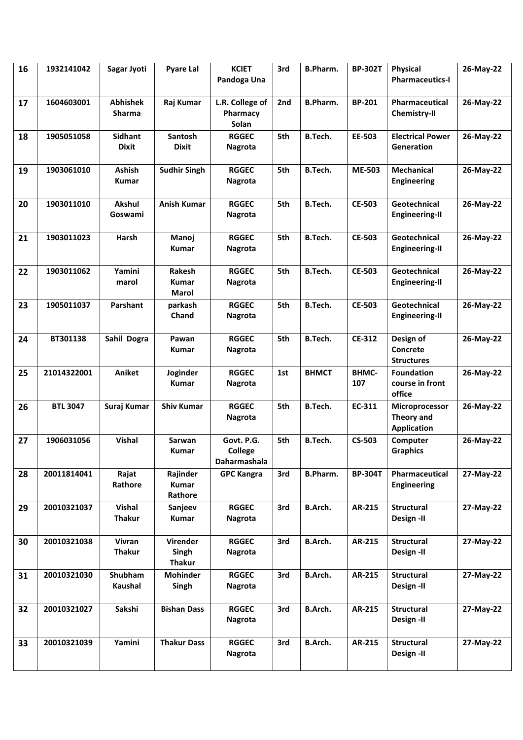| 16 | 1932141042 | Sagar Jyoti | Pyare Lal | KCIET Pandoga Una | 3rd | B.Pharm. | BP-302T | Physical Pharmaceutics-I | 26-May-22 |
|---|---|---|---|---|---|---|---|---|---|
| 17 | 1604603001 | Abhishek Sharma | Raj Kumar | L.R. College of Pharmacy Solan | 2nd | B.Pharm. | BP-201 | Pharmaceutical Chemistry-II | 26-May-22 |
| 18 | 1905051058 | Sidhant Dixit | Santosh Dixit | RGGEC Nagrota | 5th | B.Tech. | EE-503 | Electrical Power Generation | 26-May-22 |
| 19 | 1903061010 | Ashish Kumar | Sudhir Singh | RGGEC Nagrota | 5th | B.Tech. | ME-503 | Mechanical Engineering | 26-May-22 |
| 20 | 1903011010 | Akshul Goswami | Anish Kumar | RGGEC Nagrota | 5th | B.Tech. | CE-503 | Geotechnical Engineering-II | 26-May-22 |
| 21 | 1903011023 | Harsh | Manoj Kumar | RGGEC Nagrota | 5th | B.Tech. | CE-503 | Geotechnical Engineering-II | 26-May-22 |
| 22 | 1903011062 | Yamini marol | Rakesh Kumar Marol | RGGEC Nagrota | 5th | B.Tech. | CE-503 | Geotechnical Engineering-II | 26-May-22 |
| 23 | 1905011037 | Parshant | parkash Chand | RGGEC Nagrota | 5th | B.Tech. | CE-503 | Geotechnical Engineering-II | 26-May-22 |
| 24 | BT301138 | Sahil Dogra | Pawan Kumar | RGGEC Nagrota | 5th | B.Tech. | CE-312 | Design of Concrete Structures | 26-May-22 |
| 25 | 21014322001 | Aniket | Joginder Kumar | RGGEC Nagrota | 1st | BHMCT | BHMC-107 | Foundation course in front office | 26-May-22 |
| 26 | BTL 3047 | Suraj Kumar | Shiv Kumar | RGGEC Nagrota | 5th | B.Tech. | EC-311 | Microprocessor Theory and Application | 26-May-22 |
| 27 | 1906031056 | Vishal | Sarwan Kumar | Govt. P.G. College Daharmashala | 5th | B.Tech. | CS-503 | Computer Graphics | 26-May-22 |
| 28 | 20011814041 | Rajat Rathore | Rajinder Kumar Rathore | GPC Kangra | 3rd | B.Pharm. | BP-304T | Pharmaceutical Engineering | 27-May-22 |
| 29 | 20010321037 | Vishal Thakur | Sanjeev Kumar | RGGEC Nagrota | 3rd | B.Arch. | AR-215 | Structural Design -II | 27-May-22 |
| 30 | 20010321038 | Vivran Thakur | Virender Singh Thakur | RGGEC Nagrota | 3rd | B.Arch. | AR-215 | Structural Design -II | 27-May-22 |
| 31 | 20010321030 | Shubham Kaushal | Mohinder Singh | RGGEC Nagrota | 3rd | B.Arch. | AR-215 | Structural Design -II | 27-May-22 |
| 32 | 20010321027 | Sakshi | Bishan Dass | RGGEC Nagrota | 3rd | B.Arch. | AR-215 | Structural Design -II | 27-May-22 |
| 33 | 20010321039 | Yamini | Thakur Dass | RGGEC Nagrota | 3rd | B.Arch. | AR-215 | Structural Design -II | 27-May-22 |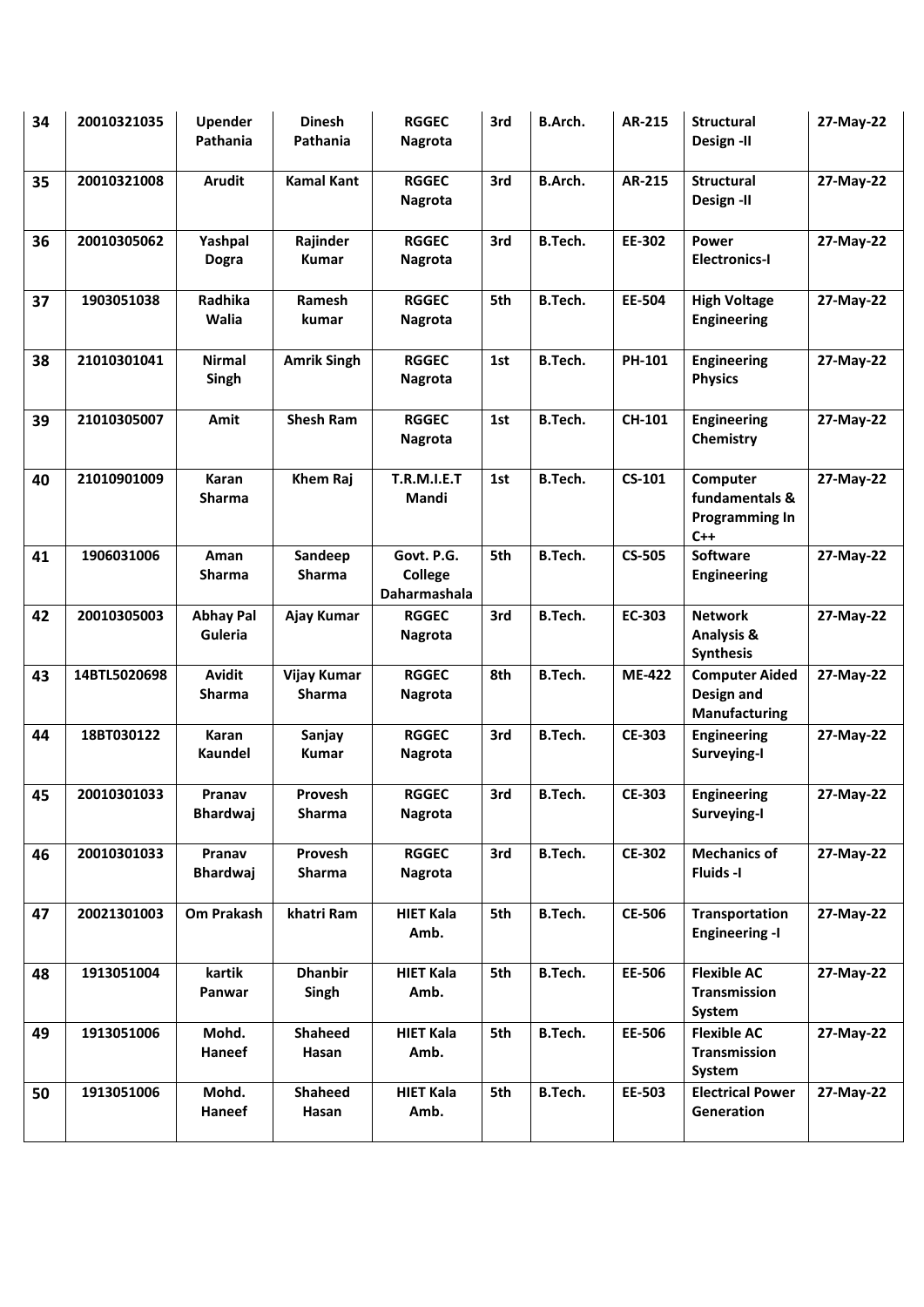| 34 | 20010321035 | Upender Pathania | Dinesh Pathania | RGGEC Nagrota | 3rd | B.Arch. | AR-215 | Structural Design -II | 27-May-22 |
|---|---|---|---|---|---|---|---|---|---|
| 35 | 20010321008 | Arudit | Kamal Kant | RGGEC Nagrota | 3rd | B.Arch. | AR-215 | Structural Design -II | 27-May-22 |
| 36 | 20010305062 | Yashpal Dogra | Rajinder Kumar | RGGEC Nagrota | 3rd | B.Tech. | EE-302 | Power Electronics-I | 27-May-22 |
| 37 | 1903051038 | Radhika Walia | Ramesh kumar | RGGEC Nagrota | 5th | B.Tech. | EE-504 | High Voltage Engineering | 27-May-22 |
| 38 | 21010301041 | Nirmal Singh | Amrik Singh | RGGEC Nagrota | 1st | B.Tech. | PH-101 | Engineering Physics | 27-May-22 |
| 39 | 21010305007 | Amit | Shesh Ram | RGGEC Nagrota | 1st | B.Tech. | CH-101 | Engineering Chemistry | 27-May-22 |
| 40 | 21010901009 | Karan Sharma | Khem Raj | T.R.M.I.E.T Mandi | 1st | B.Tech. | CS-101 | Computer fundamentals & Programming In C++ | 27-May-22 |
| 41 | 1906031006 | Aman Sharma | Sandeep Sharma | Govt. P.G. College Daharmashala | 5th | B.Tech. | CS-505 | Software Engineering | 27-May-22 |
| 42 | 20010305003 | Abhay Pal Guleria | Ajay Kumar | RGGEC Nagrota | 3rd | B.Tech. | EC-303 | Network Analysis & Synthesis | 27-May-22 |
| 43 | 14BTL5020698 | Avidit Sharma | Vijay Kumar Sharma | RGGEC Nagrota | 8th | B.Tech. | ME-422 | Computer Aided Design and Manufacturing | 27-May-22 |
| 44 | 18BT030122 | Karan Kaundel | Sanjay Kumar | RGGEC Nagrota | 3rd | B.Tech. | CE-303 | Engineering Surveying-I | 27-May-22 |
| 45 | 20010301033 | Pranav Bhardwaj | Provesh Sharma | RGGEC Nagrota | 3rd | B.Tech. | CE-303 | Engineering Surveying-I | 27-May-22 |
| 46 | 20010301033 | Pranav Bhardwaj | Provesh Sharma | RGGEC Nagrota | 3rd | B.Tech. | CE-302 | Mechanics of Fluids -I | 27-May-22 |
| 47 | 20021301003 | Om Prakash | khatri Ram | HIET Kala Amb. | 5th | B.Tech. | CE-506 | Transportation Engineering -I | 27-May-22 |
| 48 | 1913051004 | kartik Panwar | Dhanbir Singh | HIET Kala Amb. | 5th | B.Tech. | EE-506 | Flexible AC Transmission System | 27-May-22 |
| 49 | 1913051006 | Mohd. Haneef | Shaheed Hasan | HIET Kala Amb. | 5th | B.Tech. | EE-506 | Flexible AC Transmission System | 27-May-22 |
| 50 | 1913051006 | Mohd. Haneef | Shaheed Hasan | HIET Kala Amb. | 5th | B.Tech. | EE-503 | Electrical Power Generation | 27-May-22 |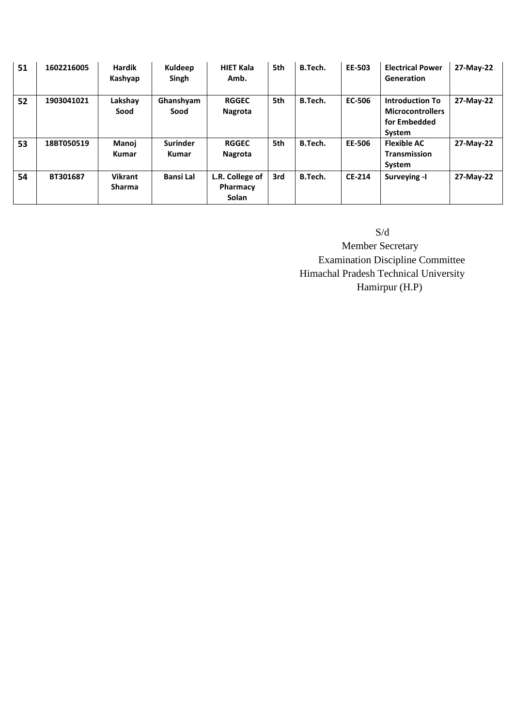| | | | | | | | | | |
|---|---|---|---|---|---|---|---|---|---|
| **51** | **1602216005** | **Hardik Kashyap** | **Kuldeep Singh** | **HIET Kala Amb.** | **5th** | **B.Tech.** | **EE-503** | **Electrical Power Generation** | **27-May-22** |
| **52** | **1903041021** | **Lakshay Sood** | **Ghanshyam Sood** | **RGGEC Nagrota** | **5th** | **B.Tech.** | **EC-506** | **Introduction To Microcontrollers for Embedded System** | **27-May-22** |
| **53** | **18BT050519** | **Manoj Kumar** | **Surinder Kumar** | **RGGEC Nagrota** | **5th** | **B.Tech.** | **EE-506** | **Flexible AC Transmission System** | **27-May-22** |
| **54** | **BT301687** | **Vikrant Sharma** | **Bansi Lal** | **L.R. College of Pharmacy Solan** | **3rd** | **B.Tech.** | **CE-214** | **Surveying -I** | **27-May-22** |

S/d
Member Secretary
Examination Discipline Committee
Himachal Pradesh Technical University
Hamirpur (H.P)